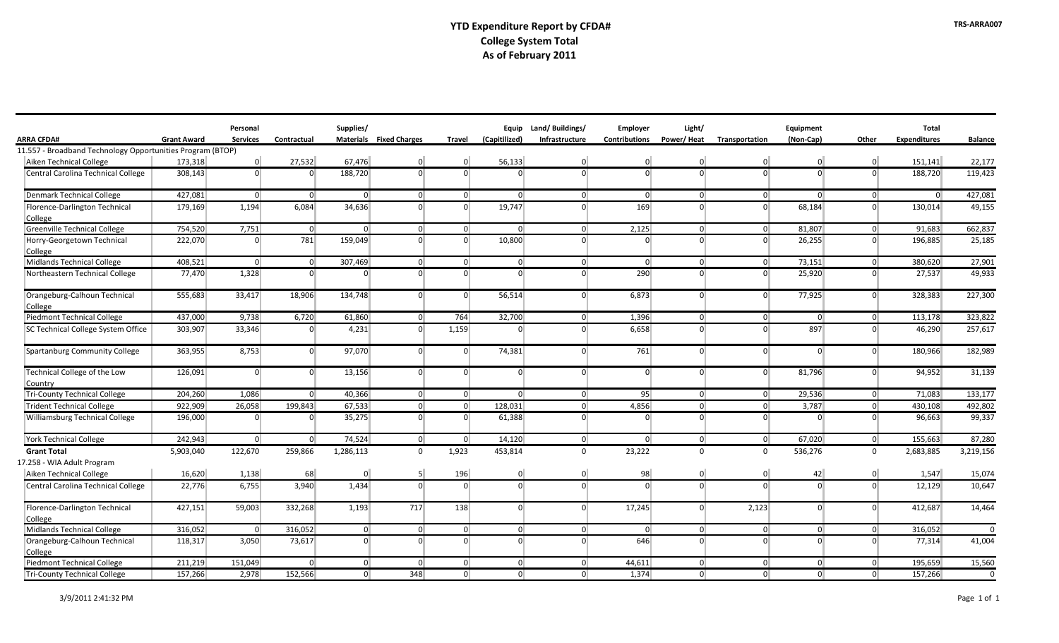# YTD Expenditure Report by CFDA#
## College System Total
## As of February 2011

TRS-ARRA007

| ARRA CFDA# | Grant Award | Personal Services | Contractual | Supplies/ Materials | Fixed Charges | Travel | Equip (Capitilized) | Land/ Buildings/ Infrastructure | Employer Contributions | Light/ Power/ Heat | Transportation | Equipment (Non-Cap) | Other | Total Expenditures | Balance |
|---|---|---|---|---|---|---|---|---|---|---|---|---|---|---|---|
| 11.557 - Broadband Technology Opportunities Program (BTOP) | | | | | | | | | | | | | | | |
| Aiken Technical College | 173,318 | 0 | 27,532 | 67,476 | 0 | 0 | 56,133 | 0 | 0 | 0 | 0 | 0 | 0 | 151,141 | 22,177 |
| Central Carolina Technical College | 308,143 | 0 | 0 | 188,720 | 0 | 0 | 0 | 0 | 0 | 0 | 0 | 0 | 0 | 188,720 | 119,423 |
| Denmark Technical College | 427,081 | 0 | 0 | 0 | 0 | 0 | 0 | 0 | 0 | 0 | 0 | 0 | 0 | 0 | 427,081 |
| Florence-Darlington Technical College | 179,169 | 1,194 | 6,084 | 34,636 | 0 | 0 | 19,747 | 0 | 169 | 0 | 0 | 68,184 | 0 | 130,014 | 49,155 |
| Greenville Technical College | 754,520 | 7,751 | 0 | 0 | 0 | 0 | 0 | 0 | 2,125 | 0 | 0 | 81,807 | 0 | 91,683 | 662,837 |
| Horry-Georgetown Technical College | 222,070 | 0 | 781 | 159,049 | 0 | 0 | 10,800 | 0 | 0 | 0 | 0 | 26,255 | 0 | 196,885 | 25,185 |
| Midlands Technical College | 408,521 | 0 | 0 | 307,469 | 0 | 0 | 0 | 0 | 0 | 0 | 0 | 73,151 | 0 | 380,620 | 27,901 |
| Northeastern Technical College | 77,470 | 1,328 | 0 | 0 | 0 | 0 | 0 | 0 | 290 | 0 | 0 | 25,920 | 0 | 27,537 | 49,933 |
| Orangeburg-Calhoun Technical College | 555,683 | 33,417 | 18,906 | 134,748 | 0 | 0 | 56,514 | 0 | 6,873 | 0 | 0 | 77,925 | 0 | 328,383 | 227,300 |
| Piedmont Technical College | 437,000 | 9,738 | 6,720 | 61,860 | 0 | 764 | 32,700 | 0 | 1,396 | 0 | 0 | 0 | 0 | 113,178 | 323,822 |
| SC Technical College System Office | 303,907 | 33,346 | 0 | 4,231 | 0 | 1,159 | 0 | 0 | 6,658 | 0 | 0 | 897 | 0 | 46,290 | 257,617 |
| Spartanburg Community College | 363,955 | 8,753 | 0 | 97,070 | 0 | 0 | 74,381 | 0 | 761 | 0 | 0 | 0 | 0 | 180,966 | 182,989 |
| Technical College of the Low Country | 126,091 | 0 | 0 | 13,156 | 0 | 0 | 0 | 0 | 0 | 0 | 0 | 81,796 | 0 | 94,952 | 31,139 |
| Tri-County Technical College | 204,260 | 1,086 | 0 | 40,366 | 0 | 0 | 0 | 0 | 95 | 0 | 0 | 29,536 | 0 | 71,083 | 133,177 |
| Trident Technical College | 922,909 | 26,058 | 199,843 | 67,533 | 0 | 0 | 128,031 | 0 | 4,856 | 0 | 0 | 3,787 | 0 | 430,108 | 492,802 |
| Williamsburg Technical College | 196,000 | 0 | 0 | 35,275 | 0 | 0 | 61,388 | 0 | 0 | 0 | 0 | 0 | 0 | 96,663 | 99,337 |
| York Technical College | 242,943 | 0 | 0 | 74,524 | 0 | 0 | 14,120 | 0 | 0 | 0 | 0 | 67,020 | 0 | 155,663 | 87,280 |
| **Grant Total** | 5,903,040 | 122,670 | 259,866 | 1,286,113 | 0 | 1,923 | 453,814 | 0 | 23,222 | 0 | 0 | 536,276 | 0 | 2,683,885 | 3,219,156 |
| 17.258 - WIA Adult Program | | | | | | | | | | | | | | | |
| Aiken Technical College | 16,620 | 1,138 | 68 | 0 | 5 | 196 | 0 | 0 | 98 | 0 | 0 | 42 | 0 | 1,547 | 15,074 |
| Central Carolina Technical College | 22,776 | 6,755 | 3,940 | 1,434 | 0 | 0 | 0 | 0 | 0 | 0 | 0 | 0 | 0 | 12,129 | 10,647 |
| Florence-Darlington Technical College | 427,151 | 59,003 | 332,268 | 1,193 | 717 | 138 | 0 | 0 | 17,245 | 0 | 2,123 | 0 | 0 | 412,687 | 14,464 |
| Midlands Technical College | 316,052 | 0 | 316,052 | 0 | 0 | 0 | 0 | 0 | 0 | 0 | 0 | 0 | 0 | 316,052 | 0 |
| Orangeburg-Calhoun Technical College | 118,317 | 3,050 | 73,617 | 0 | 0 | 0 | 0 | 0 | 646 | 0 | 0 | 0 | 0 | 77,314 | 41,004 |
| Piedmont Technical College | 211,219 | 151,049 | 0 | 0 | 0 | 0 | 0 | 0 | 44,611 | 0 | 0 | 0 | 0 | 195,659 | 15,560 |
| Tri-County Technical College | 157,266 | 2,978 | 152,566 | 0 | 348 | 0 | 0 | 0 | 1,374 | 0 | 0 | 0 | 0 | 157,266 | 0 |

3/9/2011 2:41:32 PM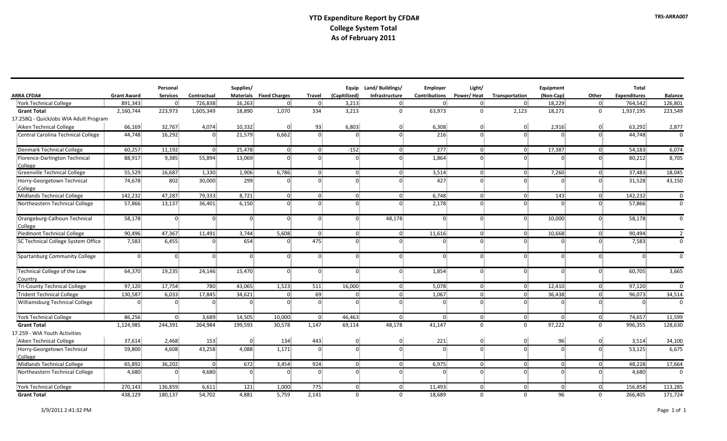# YTD Expenditure Report by CFDA#
## College System Total
## As of February 2011

TRS-ARRA007

| ARRA CFDA# | Grant Award | Personal Services | Contractual | Supplies/ Materials | Fixed Charges | Travel | Equip (Capitilized) | Land/ Buildings/ Infrastructure | Employer Contributions | Light/ Power/ Heat | Transportation | Equipment (Non-Cap) | Other | Total Expenditures | Balance |
|---|---|---|---|---|---|---|---|---|---|---|---|---|---|---|---|
| York Technical College | 891,343 | 0 | 726,838 | 16,263 | 0 | 0 | 3,213 | 0 | 0 | 0 | 0 | 18,229 | 0 | 764,542 | 126,801 |
| **Grant Total** | 2,160,744 | 223,973 | 1,605,349 | 18,890 | 1,070 | 334 | 3,213 | 0 | 63,973 | 0 | 2,123 | 18,271 | 0 | 1,937,195 | 223,549 |
| 17.258Q - QuickJobs WIA Adult Program | | | | | | | | | | | | | | | |
| Aiken Technical College | 66,169 | 32,767 | 4,074 | 10,332 | 0 | 93 | 6,803 | 0 | 6,308 | 0 | 0 | 2,916 | 0 | 63,292 | 2,877 |
| Central Carolina Technical College | 44,748 | 16,292 | 0 | 21,579 | 6,662 | 0 | 0 | 0 | 216 | 0 | 0 | 0 | 0 | 44,748 | 0 |
| Denmark Technical College | 60,257 | 11,192 | 0 | 25,478 | 0 | 0 | -152 | 0 | 277 | 0 | 0 | 17,387 | 0 | 54,183 | 6,074 |
| Florence-Darlington Technical College | 88,917 | 9,385 | 55,894 | 13,069 | 0 | 0 | 0 | 0 | 1,864 | 0 | 0 | 0 | 0 | 80,212 | 8,705 |
| Greenville Technical College | 55,529 | 16,687 | 1,330 | 1,906 | 6,786 | 0 | 0 | 0 | 3,514 | 0 | 0 | 7,260 | 0 | 37,483 | 18,045 |
| Horry-Georgetown Technical College | 74,678 | 802 | 30,000 | 299 | 0 | 0 | 0 | 0 | 427 | 0 | 0 | 0 | 0 | 31,528 | 43,150 |
| Midlands Technical College | 142,232 | 47,287 | 79,333 | 8,721 | 0 | 0 | 0 | 0 | 6,748 | 0 | 0 | 143 | 0 | 142,232 | 0 |
| Northeastern Technical College | 57,866 | 13,137 | 36,401 | 6,150 | 0 | 0 | 0 | 0 | 2,178 | 0 | 0 | 0 | 0 | 57,866 | 0 |
| Orangeburg-Calhoun Technical College | 58,178 | 0 | 0 | 0 | 0 | 0 | 0 | 48,178 | 0 | 0 | 0 | 10,000 | 0 | 58,178 | 0 |
| Piedmont Technical College | 90,496 | 47,367 | 11,491 | 3,744 | 5,608 | 0 | 0 | 0 | 11,616 | 0 | 0 | 10,668 | 0 | 90,494 | 2 |
| SC Technical College System Office | 7,583 | 6,455 | 0 | 654 | 0 | 475 | 0 | 0 | 0 | 0 | 0 | 0 | 0 | 7,583 | 0 |
| Spartanburg Community College | 0 | 0 | 0 | 0 | 0 | 0 | 0 | 0 | 0 | 0 | 0 | 0 | 0 | 0 | 0 |
| Technical College of the Low Country | 64,370 | 19,235 | 24,146 | 15,470 | 0 | 0 | 0 | 0 | 1,854 | 0 | 0 | 0 | 0 | 60,705 | 3,665 |
| Tri-County Technical College | 97,120 | 17,754 | 780 | 43,065 | 1,523 | 511 | 16,000 | 0 | 5,078 | 0 | 0 | 12,410 | 0 | 97,120 | 0 |
| Trident Technical College | 130,587 | 6,033 | 17,845 | 34,621 | 0 | 69 | 0 | 0 | 1,067 | 0 | 0 | 36,438 | 0 | 96,073 | 34,514 |
| Williamsburg Technical College | 0 | 0 | 0 | 0 | 0 | 0 | 0 | 0 | 0 | 0 | 0 | 0 | 0 | 0 | 0 |
| York Technical College | 86,256 | 0 | 3,689 | 14,505 | 10,000 | 0 | 46,463 | 0 | 0 | 0 | 0 | 0 | 0 | 74,657 | 11,599 |
| **Grant Total** | 1,124,985 | 244,391 | 264,984 | 199,593 | 30,578 | 1,147 | 69,114 | 48,178 | 41,147 | 0 | 0 | 97,222 | 0 | 996,355 | 128,630 |
| 17.259 - WIA Youth Activities | | | | | | | | | | | | | | | |
| Aiken Technical College | 37,614 | 2,468 | 153 | 0 | 134 | 443 | 0 | 0 | 221 | 0 | 0 | 96 | 0 | 3,514 | 34,100 |
| Horry-Georgetown Technical College | 59,800 | 4,608 | 43,258 | 4,088 | 1,171 | 0 | 0 | 0 | 0 | 0 | 0 | 0 | 0 | 53,125 | 6,675 |
| Midlands Technical College | 65,892 | 36,202 | 0 | 672 | 3,454 | 924 | 0 | 0 | 6,975 | 0 | 0 | 0 | 0 | 48,228 | 17,664 |
| Northeastern Technical College | 4,680 | 0 | 4,680 | 0 | 0 | 0 | 0 | 0 | 0 | 0 | 0 | 0 | 0 | 4,680 | 0 |
| York Technical College | 270,143 | 136,859 | 6,611 | 121 | 1,000 | 775 | 0 | 0 | 11,493 | 0 | 0 | 0 | 0 | 156,858 | 113,285 |
| **Grant Total** | 438,129 | 180,137 | 54,702 | 4,881 | 5,759 | 2,141 | 0 | 0 | 18,689 | 0 | 0 | 96 | 0 | 266,405 | 171,724 |

3/9/2011 2:41:32 PM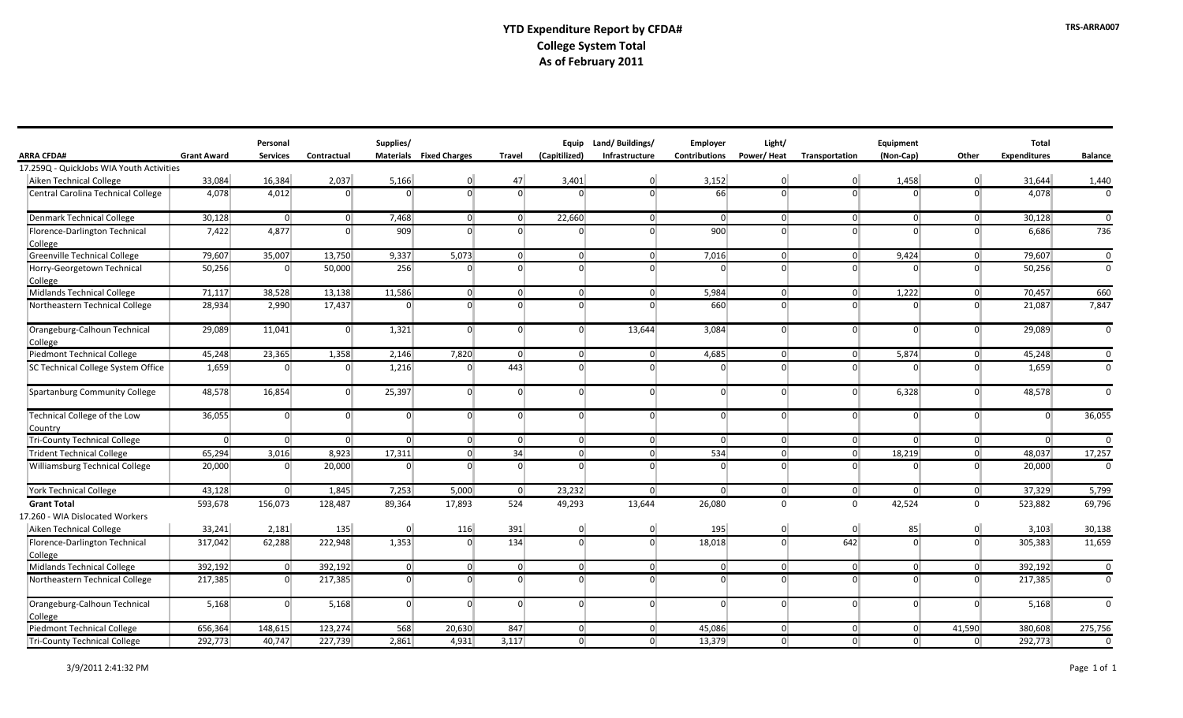# YTD Expenditure Report by CFDA#
## College System Total
## As of February 2011

TRS-ARRA007

| ARRA CFDA# | Grant Award | Personal Services | Contractual | Supplies/ Materials | Fixed Charges | Travel | Equip (Capitilized) | Land/ Buildings/ Infrastructure | Employer Contributions | Light/ Power/ Heat | Transportation | Equipment (Non-Cap) | Other | Total Expenditures | Balance |
|---|---|---|---|---|---|---|---|---|---|---|---|---|---|---|---|
| 17.259Q - QuickJobs WIA Youth Activities | | | | | | | | | | | | | | | |
| Aiken Technical College | 33,084 | 16,384 | 2,037 | 5,166 | 0 | 47 | 3,401 | 0 | 3,152 | 0 | 0 | 1,458 | 0 | 31,644 | 1,440 |
| Central Carolina Technical College | 4,078 | 4,012 | 0 | 0 | 0 | 0 | 0 | 0 | 66 | 0 | 0 | 0 | 0 | 4,078 | 0 |
| Denmark Technical College | 30,128 | 0 | 0 | 7,468 | 0 | 0 | 22,660 | 0 | 0 | 0 | 0 | 0 | 0 | 30,128 | 0 |
| Florence-Darlington Technical College | 7,422 | 4,877 | 0 | 909 | 0 | 0 | 0 | 0 | 900 | 0 | 0 | 0 | 0 | 6,686 | 736 |
| Greenville Technical College | 79,607 | 35,007 | 13,750 | 9,337 | 5,073 | 0 | 0 | 0 | 7,016 | 0 | 0 | 9,424 | 0 | 79,607 | 0 |
| Horry-Georgetown Technical College | 50,256 | 0 | 50,000 | 256 | 0 | 0 | 0 | 0 | 0 | 0 | 0 | 0 | 0 | 50,256 | 0 |
| Midlands Technical College | 71,117 | 38,528 | 13,138 | 11,586 | 0 | 0 | 0 | 0 | 5,984 | 0 | 0 | 1,222 | 0 | 70,457 | 660 |
| Northeastern Technical College | 28,934 | 2,990 | 17,437 | 0 | 0 | 0 | 0 | 0 | 660 | 0 | 0 | 0 | 0 | 21,087 | 7,847 |
| Orangeburg-Calhoun Technical College | 29,089 | 11,041 | 0 | 1,321 | 0 | 0 | 0 | 13,644 | 3,084 | 0 | 0 | 0 | 0 | 29,089 | 0 |
| Piedmont Technical College | 45,248 | 23,365 | 1,358 | 2,146 | 7,820 | 0 | 0 | 0 | 4,685 | 0 | 0 | 5,874 | 0 | 45,248 | 0 |
| SC Technical College System Office | 1,659 | 0 | 0 | 1,216 | 0 | 443 | 0 | 0 | 0 | 0 | 0 | 0 | 0 | 1,659 | 0 |
| Spartanburg Community College | 48,578 | 16,854 | 0 | 25,397 | 0 | 0 | 0 | 0 | 0 | 0 | 0 | 6,328 | 0 | 48,578 | 0 |
| Technical College of the Low Country | 36,055 | 0 | 0 | 0 | 0 | 0 | 0 | 0 | 0 | 0 | 0 | 0 | 0 | 0 | 36,055 |
| Tri-County Technical College | 0 | 0 | 0 | 0 | 0 | 0 | 0 | 0 | 0 | 0 | 0 | 0 | 0 | 0 | 0 |
| Trident Technical College | 65,294 | 3,016 | 8,923 | 17,311 | 0 | 34 | 0 | 0 | 534 | 0 | 0 | 18,219 | 0 | 48,037 | 17,257 |
| Williamsburg Technical College | 20,000 | 0 | 20,000 | 0 | 0 | 0 | 0 | 0 | 0 | 0 | 0 | 0 | 0 | 20,000 | 0 |
| York Technical College | 43,128 | 0 | 1,845 | 7,253 | 5,000 | 0 | 23,232 | 0 | 0 | 0 | 0 | 0 | 0 | 37,329 | 5,799 |
| **Grant Total** | 593,678 | 156,073 | 128,487 | 89,364 | 17,893 | 524 | 49,293 | 13,644 | 26,080 | 0 | 0 | 42,524 | 0 | 523,882 | 69,796 |
| 17.260 - WIA Dislocated Workers | | | | | | | | | | | | | | | |
| Aiken Technical College | 33,241 | 2,181 | 135 | 0 | 116 | 391 | 0 | 0 | 195 | 0 | 0 | 85 | 0 | 3,103 | 30,138 |
| Florence-Darlington Technical College | 317,042 | 62,288 | 222,948 | 1,353 | 0 | 134 | 0 | 0 | 18,018 | 0 | 642 | 0 | 0 | 305,383 | 11,659 |
| Midlands Technical College | 392,192 | 0 | 392,192 | 0 | 0 | 0 | 0 | 0 | 0 | 0 | 0 | 0 | 0 | 392,192 | 0 |
| Northeastern Technical College | 217,385 | 0 | 217,385 | 0 | 0 | 0 | 0 | 0 | 0 | 0 | 0 | 0 | 0 | 217,385 | 0 |
| Orangeburg-Calhoun Technical College | 5,168 | 0 | 5,168 | 0 | 0 | 0 | 0 | 0 | 0 | 0 | 0 | 0 | 0 | 5,168 | 0 |
| Piedmont Technical College | 656,364 | 148,615 | 123,274 | 568 | 20,630 | 847 | 0 | 0 | 45,086 | 0 | 0 | 0 | 41,590 | 380,608 | 275,756 |
| Tri-County Technical College | 292,773 | 40,747 | 227,739 | 2,861 | 4,931 | 3,117 | 0 | 0 | 13,379 | 0 | 0 | 0 | 0 | 292,773 | 0 |

3/9/2011 2:41:32 PM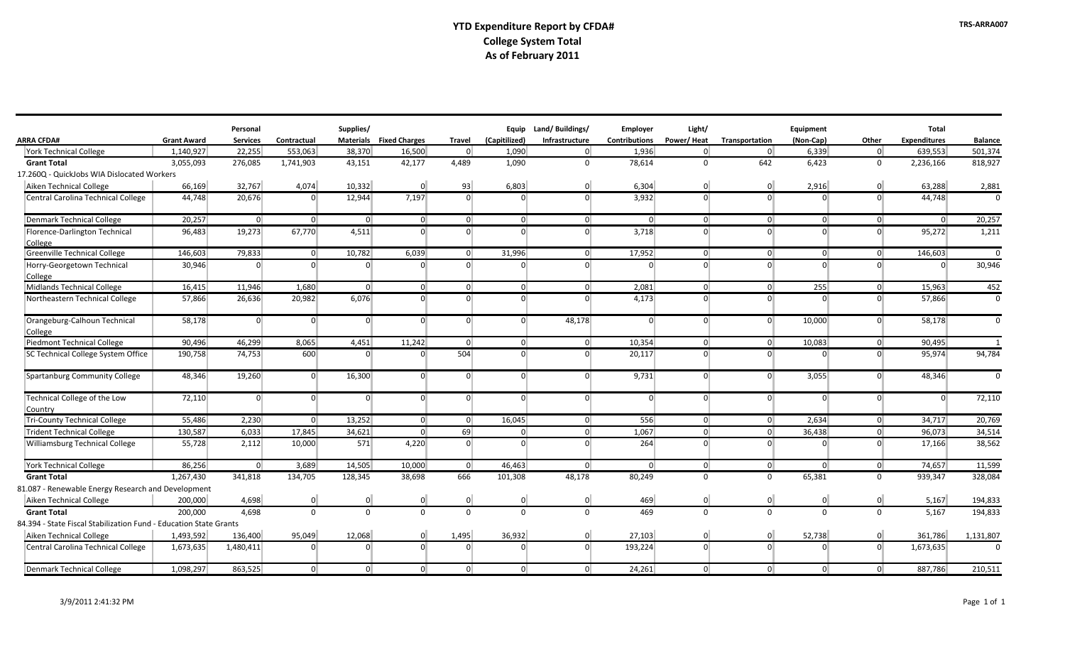# YTD Expenditure Report by CFDA#
## College System Total
## As of February 2011

TRS-ARRA007

| ARRA CFDA# | Grant Award | Personal Services | Contractual | Supplies/ Materials | Fixed Charges | Travel | Equip (Capitilized) | Land/ Buildings/ Infrastructure | Employer Contributions | Light/ Power/ Heat | Transportation | Equipment (Non-Cap) | Other | Total Expenditures | Balance |
|---|---|---|---|---|---|---|---|---|---|---|---|---|---|---|---|
| York Technical College | 1,140,927 | 22,255 | 553,063 | 38,370 | 16,500 | 0 | 1,090 | 0 | 1,936 | 0 | 0 | 6,339 | 0 | 639,553 | 501,374 |
| **Grant Total** | 3,055,093 | 276,085 | 1,741,903 | 43,151 | 42,177 | 4,489 | 1,090 | 0 | 78,614 | 0 | 642 | 6,423 | 0 | 2,236,166 | 818,927 |
| 17.260Q - QuickJobs WIA Dislocated Workers | | | | | | | | | | | | | | | |
| Aiken Technical College | 66,169 | 32,767 | 4,074 | 10,332 | 0 | 93 | 6,803 | 0 | 6,304 | 0 | 0 | 2,916 | 0 | 63,288 | 2,881 |
| Central Carolina Technical College | 44,748 | 20,676 | 0 | 12,944 | 7,197 | 0 | 0 | 0 | 3,932 | 0 | 0 | 0 | 0 | 44,748 | 0 |
| Denmark Technical College | 20,257 | 0 | 0 | 0 | 0 | 0 | 0 | 0 | 0 | 0 | 0 | 0 | 0 | 0 | 20,257 |
| Florence-Darlington Technical College | 96,483 | 19,273 | 67,770 | 4,511 | 0 | 0 | 0 | 0 | 3,718 | 0 | 0 | 0 | 0 | 95,272 | 1,211 |
| Greenville Technical College | 146,603 | 79,833 | 0 | 10,782 | 6,039 | 0 | 31,996 | 0 | 17,952 | 0 | 0 | 0 | 0 | 146,603 | 0 |
| Horry-Georgetown Technical College | 30,946 | 0 | 0 | 0 | 0 | 0 | 0 | 0 | 0 | 0 | 0 | 0 | 0 | 0 | 30,946 |
| Midlands Technical College | 16,415 | 11,946 | 1,680 | 0 | 0 | 0 | 0 | 0 | 2,081 | 0 | 0 | 255 | 0 | 15,963 | 452 |
| Northeastern Technical College | 57,866 | 26,636 | 20,982 | 6,076 | 0 | 0 | 0 | 0 | 4,173 | 0 | 0 | 0 | 0 | 57,866 | 0 |
| Orangeburg-Calhoun Technical College | 58,178 | 0 | 0 | 0 | 0 | 0 | 0 | 48,178 | 0 | 0 | 0 | 10,000 | 0 | 58,178 | 0 |
| Piedmont Technical College | 90,496 | 46,299 | 8,065 | 4,451 | 11,242 | 0 | 0 | 0 | 10,354 | 0 | 0 | 10,083 | 0 | 90,495 | 1 |
| SC Technical College System Office | 190,758 | 74,753 | 600 | 0 | 0 | 504 | 0 | 0 | 20,117 | 0 | 0 | 0 | 0 | 95,974 | 94,784 |
| Spartanburg Community College | 48,346 | 19,260 | 0 | 16,300 | 0 | 0 | 0 | 0 | 9,731 | 0 | 0 | 3,055 | 0 | 48,346 | 0 |
| Technical College of the Low Country | 72,110 | 0 | 0 | 0 | 0 | 0 | 0 | 0 | 0 | 0 | 0 | 0 | 0 | 0 | 72,110 |
| Tri-County Technical College | 55,486 | 2,230 | 0 | 13,252 | 0 | 0 | 16,045 | 0 | 556 | 0 | 0 | 2,634 | 0 | 34,717 | 20,769 |
| Trident Technical College | 130,587 | 6,033 | 17,845 | 34,621 | 0 | 69 | 0 | 0 | 1,067 | 0 | 0 | 36,438 | 0 | 96,073 | 34,514 |
| Williamsburg Technical College | 55,728 | 2,112 | 10,000 | 571 | 4,220 | 0 | 0 | 0 | 264 | 0 | 0 | 0 | 0 | 17,166 | 38,562 |
| York Technical College | 86,256 | 0 | 3,689 | 14,505 | 10,000 | 0 | 46,463 | 0 | 0 | 0 | 0 | 0 | 0 | 74,657 | 11,599 |
| **Grant Total** | 1,267,430 | 341,818 | 134,705 | 128,345 | 38,698 | 666 | 101,308 | 48,178 | 80,249 | 0 | 0 | 65,381 | 0 | 939,347 | 328,084 |
| 81.087 - Renewable Energy Research and Development | | | | | | | | | | | | | | | |
| Aiken Technical College | 200,000 | 4,698 | 0 | 0 | 0 | 0 | 0 | 0 | 469 | 0 | 0 | 0 | 0 | 5,167 | 194,833 |
| **Grant Total** | 200,000 | 4,698 | 0 | 0 | 0 | 0 | 0 | 0 | 469 | 0 | 0 | 0 | 0 | 5,167 | 194,833 |
| 84.394 - State Fiscal Stabilization Fund - Education State Grants | | | | | | | | | | | | | | | |
| Aiken Technical College | 1,493,592 | 136,400 | 95,049 | 12,068 | 0 | 1,495 | 36,932 | 0 | 27,103 | 0 | 0 | 52,738 | 0 | 361,786 | 1,131,807 |
| Central Carolina Technical College | 1,673,635 | 1,480,411 | 0 | 0 | 0 | 0 | 0 | 0 | 193,224 | 0 | 0 | 0 | 0 | 1,673,635 | 0 |
| Denmark Technical College | 1,098,297 | 863,525 | 0 | 0 | 0 | 0 | 0 | 0 | 24,261 | 0 | 0 | 0 | 0 | 887,786 | 210,511 |

3/9/2011 2:41:32 PM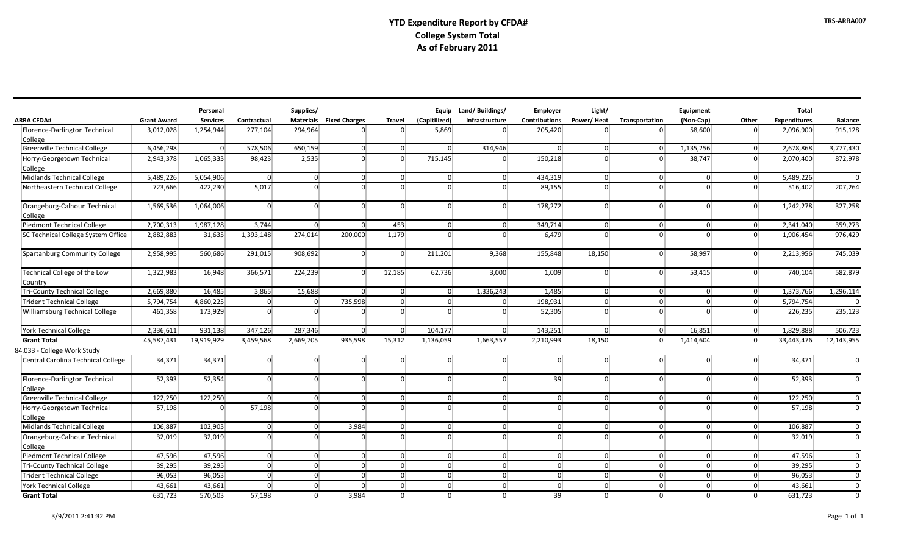# YTD Expenditure Report by CFDA#
## College System Total
## As of February 2011

TRS-ARRA007

| ARRA CFDA# | Grant Award | Personal Services | Contractual | Supplies/ Materials | Fixed Charges | Travel | Equip (Capitilized) | Land/ Buildings/ Infrastructure | Employer Contributions | Light/ Power/ Heat | Transportation | Equipment (Non-Cap) | Other | Total Expenditures | Balance |
|---|---|---|---|---|---|---|---|---|---|---|---|---|---|---|---|
| Florence-Darlington Technical College | 3,012,028 | 1,254,944 | 277,104 | 294,964 | 0 | 0 | 5,869 | 0 | 205,420 | 0 | 0 | 58,600 | 0 | 2,096,900 | 915,128 |
| Greenville Technical College | 6,456,298 | 0 | 578,506 | 650,159 | 0 | 0 | 0 | 314,946 | 0 | 0 | 0 | 1,135,256 | 0 | 2,678,868 | 3,777,430 |
| Horry-Georgetown Technical College | 2,943,378 | 1,065,333 | 98,423 | 2,535 | 0 | 0 | 715,145 | 0 | 150,218 | 0 | 0 | 38,747 | 0 | 2,070,400 | 872,978 |
| Midlands Technical College | 5,489,226 | 5,054,906 | 0 | 0 | 0 | 0 | 0 | 0 | 434,319 | 0 | 0 | 0 | 0 | 5,489,226 | 0 |
| Northeastern Technical College | 723,666 | 422,230 | 5,017 | 0 | 0 | 0 | 0 | 0 | 89,155 | 0 | 0 | 0 | 0 | 516,402 | 207,264 |
| Orangeburg-Calhoun Technical College | 1,569,536 | 1,064,006 | 0 | 0 | 0 | 0 | 0 | 0 | 178,272 | 0 | 0 | 0 | 0 | 1,242,278 | 327,258 |
| Piedmont Technical College | 2,700,313 | 1,987,128 | 3,744 | 0 | 0 | 453 | 0 | 0 | 349,714 | 0 | 0 | 0 | 0 | 2,341,040 | 359,273 |
| SC Technical College System Office | 2,882,883 | 31,635 | 1,393,148 | 274,014 | 200,000 | 1,179 | 0 | 0 | 6,479 | 0 | 0 | 0 | 0 | 1,906,454 | 976,429 |
| Spartanburg Community College | 2,958,995 | 560,686 | 291,015 | 908,692 | 0 | 0 | 211,201 | 9,368 | 155,848 | 18,150 | 0 | 58,997 | 0 | 2,213,956 | 745,039 |
| Technical College of the Low Country | 1,322,983 | 16,948 | 366,571 | 224,239 | 0 | 12,185 | 62,736 | 3,000 | 1,009 | 0 | 0 | 53,415 | 0 | 740,104 | 582,879 |
| Tri-County Technical College | 2,669,880 | 16,485 | 3,865 | 15,688 | 0 | 0 | 0 | 1,336,243 | 1,485 | 0 | 0 | 0 | 0 | 1,373,766 | 1,296,114 |
| Trident Technical College | 5,794,754 | 4,860,225 | 0 | 0 | 735,598 | 0 | 0 | 0 | 198,931 | 0 | 0 | 0 | 0 | 5,794,754 | 0 |
| Williamsburg Technical College | 461,358 | 173,929 | 0 | 0 | 0 | 0 | 0 | 0 | 52,305 | 0 | 0 | 0 | 0 | 226,235 | 235,123 |
| York Technical College | 2,336,611 | 931,138 | 347,126 | 287,346 | 0 | 0 | 104,177 | 0 | 143,251 | 0 | 0 | 16,851 | 0 | 1,829,888 | 506,723 |
| **Grant Total** | 45,587,431 | 19,919,929 | 3,459,568 | 2,669,705 | 935,598 | 15,312 | 1,136,059 | 1,663,557 | 2,210,993 | 18,150 | 0 | 1,414,604 | 0 | 33,443,476 | 12,143,955 |
| 84.033 - College Work Study | | | | | | | | | | | | | | | |
| Central Carolina Technical College | 34,371 | 34,371 | 0 | 0 | 0 | 0 | 0 | 0 | 0 | 0 | 0 | 0 | 0 | 34,371 | 0 |
| Florence-Darlington Technical College | 52,393 | 52,354 | 0 | 0 | 0 | 0 | 0 | 0 | 39 | 0 | 0 | 0 | 0 | 52,393 | 0 |
| Greenville Technical College | 122,250 | 122,250 | 0 | 0 | 0 | 0 | 0 | 0 | 0 | 0 | 0 | 0 | 0 | 122,250 | 0 |
| Horry-Georgetown Technical College | 57,198 | 0 | 57,198 | 0 | 0 | 0 | 0 | 0 | 0 | 0 | 0 | 0 | 0 | 57,198 | 0 |
| Midlands Technical College | 106,887 | 102,903 | 0 | 0 | 3,984 | 0 | 0 | 0 | 0 | 0 | 0 | 0 | 0 | 106,887 | 0 |
| Orangeburg-Calhoun Technical College | 32,019 | 32,019 | 0 | 0 | 0 | 0 | 0 | 0 | 0 | 0 | 0 | 0 | 0 | 32,019 | 0 |
| Piedmont Technical College | 47,596 | 47,596 | 0 | 0 | 0 | 0 | 0 | 0 | 0 | 0 | 0 | 0 | 0 | 47,596 | 0 |
| Tri-County Technical College | 39,295 | 39,295 | 0 | 0 | 0 | 0 | 0 | 0 | 0 | 0 | 0 | 0 | 0 | 39,295 | 0 |
| Trident Technical College | 96,053 | 96,053 | 0 | 0 | 0 | 0 | 0 | 0 | 0 | 0 | 0 | 0 | 0 | 96,053 | 0 |
| York Technical College | 43,661 | 43,661 | 0 | 0 | 0 | 0 | 0 | 0 | 0 | 0 | 0 | 0 | 0 | 43,661 | 0 |
| **Grant Total** | 631,723 | 570,503 | 57,198 | 0 | 3,984 | 0 | 0 | 0 | 39 | 0 | 0 | 0 | 0 | 631,723 | 0 |

3/9/2011 2:41:32 PM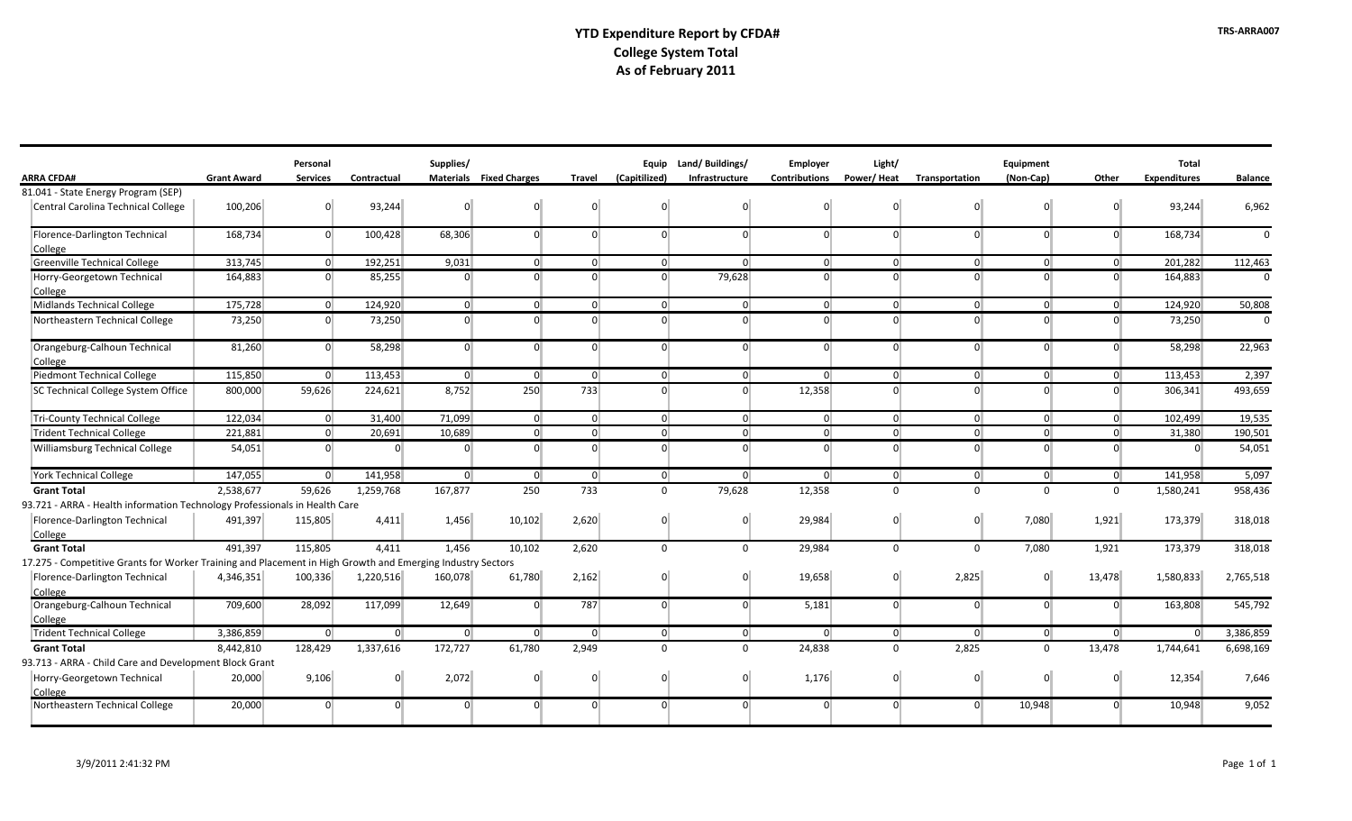# YTD Expenditure Report by CFDA#
## College System Total
## As of February 2011

TRS-ARRA007

| ARRA CFDA# | Grant Award | Personal Services | Contractual | Supplies/ Materials | Fixed Charges | Travel | Equip (Capitilized) | Land/ Buildings/ Infrastructure | Employer Contributions | Light/ Power/ Heat | Transportation | Equipment (Non-Cap) | Other | Total Expenditures | Balance |
|---|---|---|---|---|---|---|---|---|---|---|---|---|---|---|---|
| 81.041 - State Energy Program (SEP) | | | | | | | | | | | | | | | |
| Central Carolina Technical College | 100,206 | 0 | 93,244 | 0 | 0 | 0 | 0 | 0 | 0 | 0 | 0 | 0 | 0 | 93,244 | 6,962 |
| Florence-Darlington Technical College | 168,734 | 0 | 100,428 | 68,306 | 0 | 0 | 0 | 0 | 0 | 0 | 0 | 0 | 0 | 168,734 | 0 |
| Greenville Technical College | 313,745 | 0 | 192,251 | 9,031 | 0 | 0 | 0 | 0 | 0 | 0 | 0 | 0 | 0 | 201,282 | 112,463 |
| Horry-Georgetown Technical College | 164,883 | 0 | 85,255 | 0 | 0 | 0 | 0 | 79,628 | 0 | 0 | 0 | 0 | 0 | 164,883 | 0 |
| Midlands Technical College | 175,728 | 0 | 124,920 | 0 | 0 | 0 | 0 | 0 | 0 | 0 | 0 | 0 | 0 | 124,920 | 50,808 |
| Northeastern Technical College | 73,250 | 0 | 73,250 | 0 | 0 | 0 | 0 | 0 | 0 | 0 | 0 | 0 | 0 | 73,250 | 0 |
| Orangeburg-Calhoun Technical College | 81,260 | 0 | 58,298 | 0 | 0 | 0 | 0 | 0 | 0 | 0 | 0 | 0 | 0 | 58,298 | 22,963 |
| Piedmont Technical College | 115,850 | 0 | 113,453 | 0 | 0 | 0 | 0 | 0 | 0 | 0 | 0 | 0 | 0 | 113,453 | 2,397 |
| SC Technical College System Office | 800,000 | 59,626 | 224,621 | 8,752 | 250 | 733 | 0 | 0 | 12,358 | 0 | 0 | 0 | 0 | 306,341 | 493,659 |
| Tri-County Technical College | 122,034 | 0 | 31,400 | 71,099 | 0 | 0 | 0 | 0 | 0 | 0 | 0 | 0 | 0 | 102,499 | 19,535 |
| Trident Technical College | 221,881 | 0 | 20,691 | 10,689 | 0 | 0 | 0 | 0 | 0 | 0 | 0 | 0 | 0 | 31,380 | 190,501 |
| Williamsburg Technical College | 54,051 | 0 | 0 | 0 | 0 | 0 | 0 | 0 | 0 | 0 | 0 | 0 | 0 | 0 | 54,051 |
| York Technical College | 147,055 | 0 | 141,958 | 0 | 0 | 0 | 0 | 0 | 0 | 0 | 0 | 0 | 0 | 141,958 | 5,097 |
| **Grant Total** | 2,538,677 | 59,626 | 1,259,768 | 167,877 | 250 | 733 | 0 | 79,628 | 12,358 | 0 | 0 | 0 | 0 | 1,580,241 | 958,436 |
| 93.721 - ARRA - Health information Technology Professionals in Health Care | | | | | | | | | | | | | | | |
| Florence-Darlington Technical College | 491,397 | 115,805 | 4,411 | 1,456 | 10,102 | 2,620 | 0 | 0 | 29,984 | 0 | 0 | 7,080 | 1,921 | 173,379 | 318,018 |
| **Grant Total** | 491,397 | 115,805 | 4,411 | 1,456 | 10,102 | 2,620 | 0 | 0 | 29,984 | 0 | 0 | 7,080 | 1,921 | 173,379 | 318,018 |
| 17.275 - Competitive Grants for Worker Training and Placement in High Growth and Emerging Industry Sectors | | | | | | | | | | | | | | | |
| Florence-Darlington Technical College | 4,346,351 | 100,336 | 1,220,516 | 160,078 | 61,780 | 2,162 | 0 | 0 | 19,658 | 0 | 2,825 | 0 | 13,478 | 1,580,833 | 2,765,518 |
| Orangeburg-Calhoun Technical College | 709,600 | 28,092 | 117,099 | 12,649 | 0 | 787 | 0 | 0 | 5,181 | 0 | 0 | 0 | 0 | 163,808 | 545,792 |
| Trident Technical College | 3,386,859 | 0 | 0 | 0 | 0 | 0 | 0 | 0 | 0 | 0 | 0 | 0 | 0 | 0 | 3,386,859 |
| **Grant Total** | 8,442,810 | 128,429 | 1,337,616 | 172,727 | 61,780 | 2,949 | 0 | 0 | 24,838 | 0 | 2,825 | 0 | 13,478 | 1,744,641 | 6,698,169 |
| 93.713 - ARRA - Child Care and Development Block Grant | | | | | | | | | | | | | | | |
| Horry-Georgetown Technical College | 20,000 | 9,106 | 0 | 2,072 | 0 | 0 | 0 | 0 | 1,176 | 0 | 0 | 0 | 0 | 12,354 | 7,646 |
| Northeastern Technical College | 20,000 | 0 | 0 | 0 | 0 | 0 | 0 | 0 | 0 | 0 | 0 | 10,948 | 0 | 10,948 | 9,052 |

3/9/2011 2:41:32 PM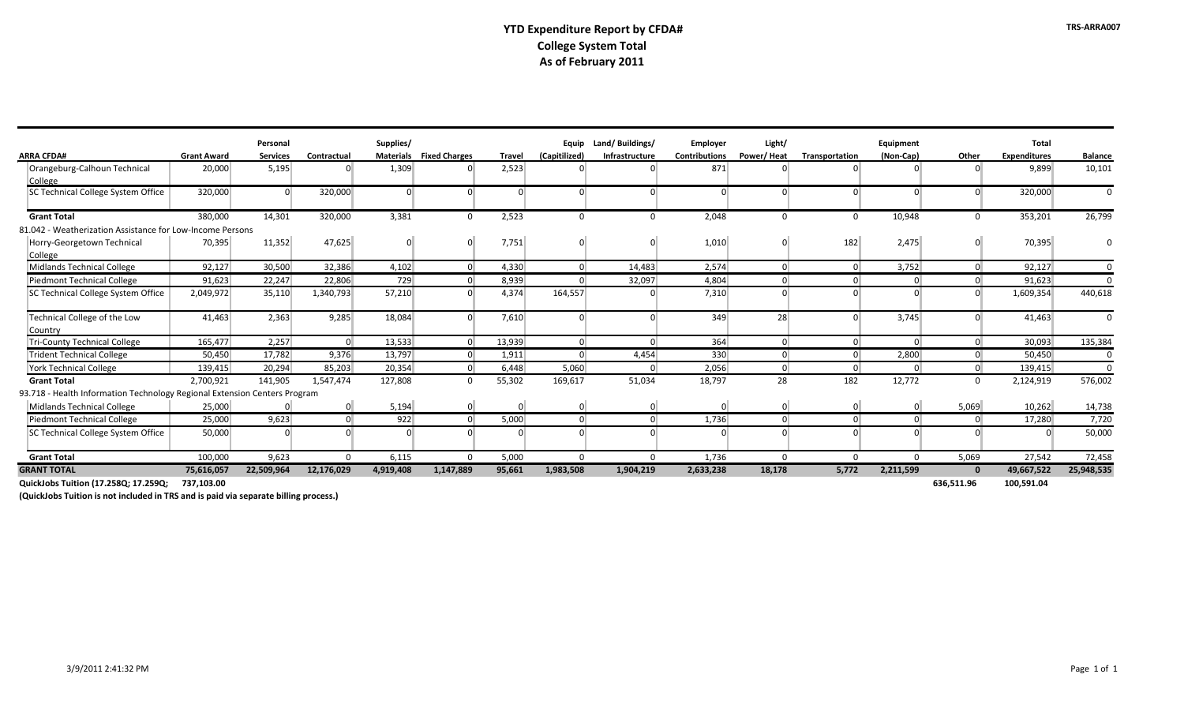# YTD Expenditure Report by CFDA#
## College System Total
## As of February 2011

TRS-ARRA007

| ARRA CFDA# | Grant Award | Personal Services | Contractual | Supplies/ Materials | Fixed Charges | Travel | Equip (Capitilized) | Land/ Buildings/ Infrastructure | Employer Contributions | Light/ Power/ Heat | Transportation | Equipment (Non-Cap) | Other | Total Expenditures | Balance |
|---|---|---|---|---|---|---|---|---|---|---|---|---|---|---|---|
| Orangeburg-Calhoun Technical College | 20,000 | 5,195 | 0 | 1,309 | 0 | 2,523 | 0 | 0 | 871 | 0 | 0 | 0 | 0 | 9,899 | 10,101 |
| SC Technical College System Office | 320,000 | 0 | 320,000 | 0 | 0 | 0 | 0 | 0 | 0 | 0 | 0 | 0 | 0 | 320,000 | 0 |
| **Grant Total** | 380,000 | 14,301 | 320,000 | 3,381 | 0 | 2,523 | 0 | 0 | 2,048 | 0 | 0 | 10,948 | 0 | 353,201 | 26,799 |
| 81.042 - Weatherization Assistance for Low-Income Persons | | | | | | | | | | | | | | | |
| Horry-Georgetown Technical College | 70,395 | 11,352 | 47,625 | 0 | 0 | 7,751 | 0 | 0 | 1,010 | 0 | 182 | 2,475 | 0 | 70,395 | 0 |
| Midlands Technical College | 92,127 | 30,500 | 32,386 | 4,102 | 0 | 4,330 | 0 | 14,483 | 2,574 | 0 | 0 | 3,752 | 0 | 92,127 | 0 |
| Piedmont Technical College | 91,623 | 22,247 | 22,806 | 729 | 0 | 8,939 | 0 | 32,097 | 4,804 | 0 | 0 | 0 | 0 | 91,623 | 0 |
| SC Technical College System Office | 2,049,972 | 35,110 | 1,340,793 | 57,210 | 0 | 4,374 | 164,557 | 0 | 7,310 | 0 | 0 | 0 | 0 | 1,609,354 | 440,618 |
| Technical College of the Low Country | 41,463 | 2,363 | 9,285 | 18,084 | 0 | 7,610 | 0 | 0 | 349 | 28 | 0 | 3,745 | 0 | 41,463 | 0 |
| Tri-County Technical College | 165,477 | 2,257 | 0 | 13,533 | 0 | 13,939 | 0 | 0 | 364 | 0 | 0 | 0 | 0 | 30,093 | 135,384 |
| Trident Technical College | 50,450 | 17,782 | 9,376 | 13,797 | 0 | 1,911 | 0 | 4,454 | 330 | 0 | 0 | 2,800 | 0 | 50,450 | 0 |
| York Technical College | 139,415 | 20,294 | 85,203 | 20,354 | 0 | 6,448 | 5,060 | 0 | 2,056 | 0 | 0 | 0 | 0 | 139,415 | 0 |
| **Grant Total** | 2,700,921 | 141,905 | 1,547,474 | 127,808 | 0 | 55,302 | 169,617 | 51,034 | 18,797 | 28 | 182 | 12,772 | 0 | 2,124,919 | 576,002 |
| 93.718 - Health Information Technology Regional Extension Centers Program | | | | | | | | | | | | | | | |
| Midlands Technical College | 25,000 | 0 | 0 | 5,194 | 0 | 0 | 0 | 0 | 0 | 0 | 0 | 0 | 5,069 | 10,262 | 14,738 |
| Piedmont Technical College | 25,000 | 9,623 | 0 | 922 | 0 | 5,000 | 0 | 0 | 1,736 | 0 | 0 | 0 | 0 | 17,280 | 7,720 |
| SC Technical College System Office | 50,000 | 0 | 0 | 0 | 0 | 0 | 0 | 0 | 0 | 0 | 0 | 0 | 0 | 0 | 50,000 |
| **Grant Total** | 100,000 | 9,623 | 0 | 6,115 | 0 | 5,000 | 0 | 0 | 1,736 | 0 | 0 | 0 | 5,069 | 27,542 | 72,458 |
| **GRANT TOTAL** | **75,616,057** | **22,509,964** | **12,176,029** | **4,919,408** | **1,147,889** | **95,661** | **1,983,508** | **1,904,219** | **2,633,238** | **18,178** | **5,772** | **2,211,599** | **0** | **49,667,522** | **25,948,535** |
| **QuickJobs Tuition (17.258Q; 17.259Q;** | **737,103.00** | | | | | | | | | | | | **636,511.96** | **100,591.04** | |

**(QuickJobs Tuition is not included in TRS and is paid via separate billing process.)**

3/9/2011 2:41:32 PM